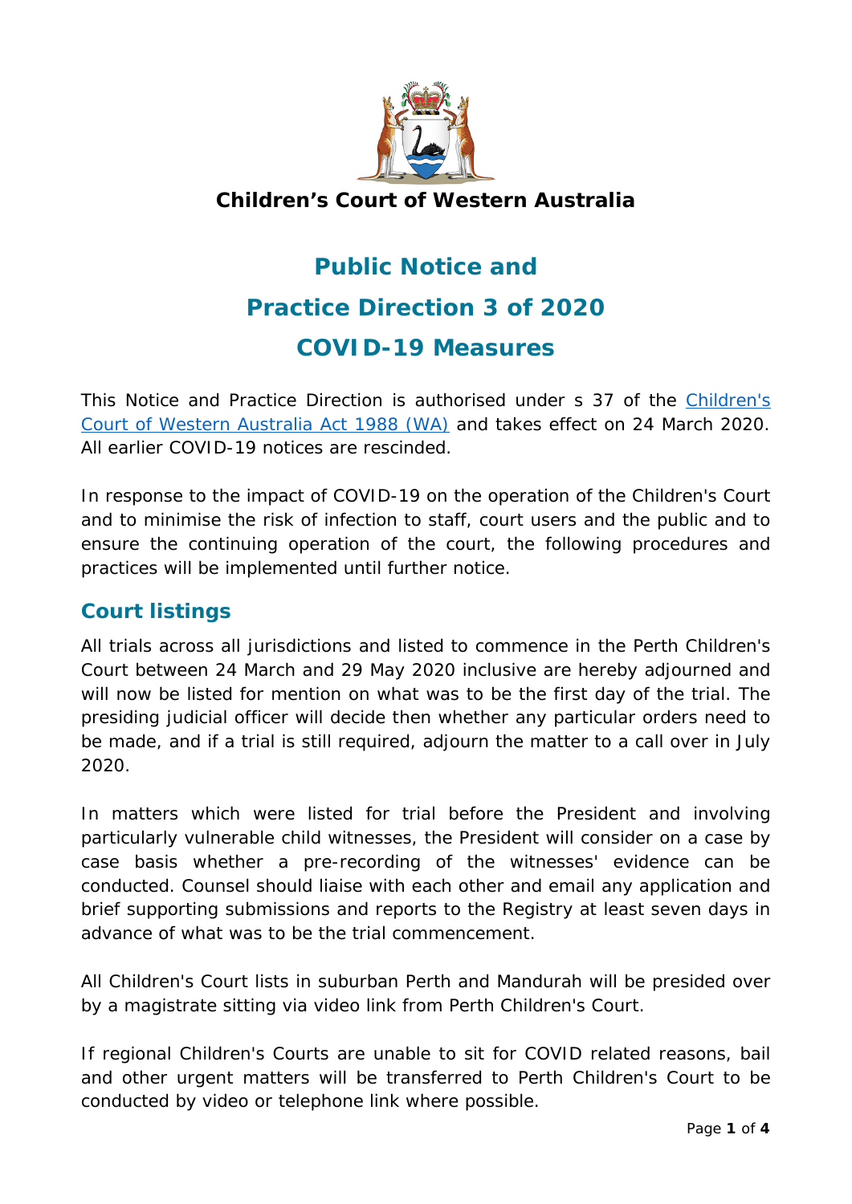**Children's Court of Western Australia**

# Public Notice and
# Practice Direction 3 of 2020
# COVID-19 Measures

This Notice and Practice Direction is authorised under s 37 of the [Children's Court of Western Australia Act 1988 (WA)] and takes effect on 24 March 2020. All earlier COVID-19 notices are rescinded.

In response to the impact of COVID-19 on the operation of the Children's Court and to minimise the risk of infection to staff, court users and the public and to ensure the continuing operation of the court, the following procedures and practices will be implemented until further notice.

## Court listings

All trials across all jurisdictions and listed to commence in the Perth Children's Court between 24 March and 29 May 2020 inclusive are hereby adjourned and will now be listed for mention on what was to be the first day of the trial. The presiding judicial officer will decide then whether any particular orders need to be made, and if a trial is still required, adjourn the matter to a call over in July 2020.

In matters which were listed for trial before the President and involving particularly vulnerable child witnesses, the President will consider on a case by case basis whether a pre-recording of the witnesses' evidence can be conducted. Counsel should liaise with each other and email any application and brief supporting submissions and reports to the Registry at least seven days in advance of what was to be the trial commencement.

All Children's Court lists in suburban Perth and Mandurah will be presided over by a magistrate sitting via video link from Perth Children's Court.

If regional Children's Courts are unable to sit for COVID related reasons, bail and other urgent matters will be transferred to Perth Children's Court to be conducted by video or telephone link where possible.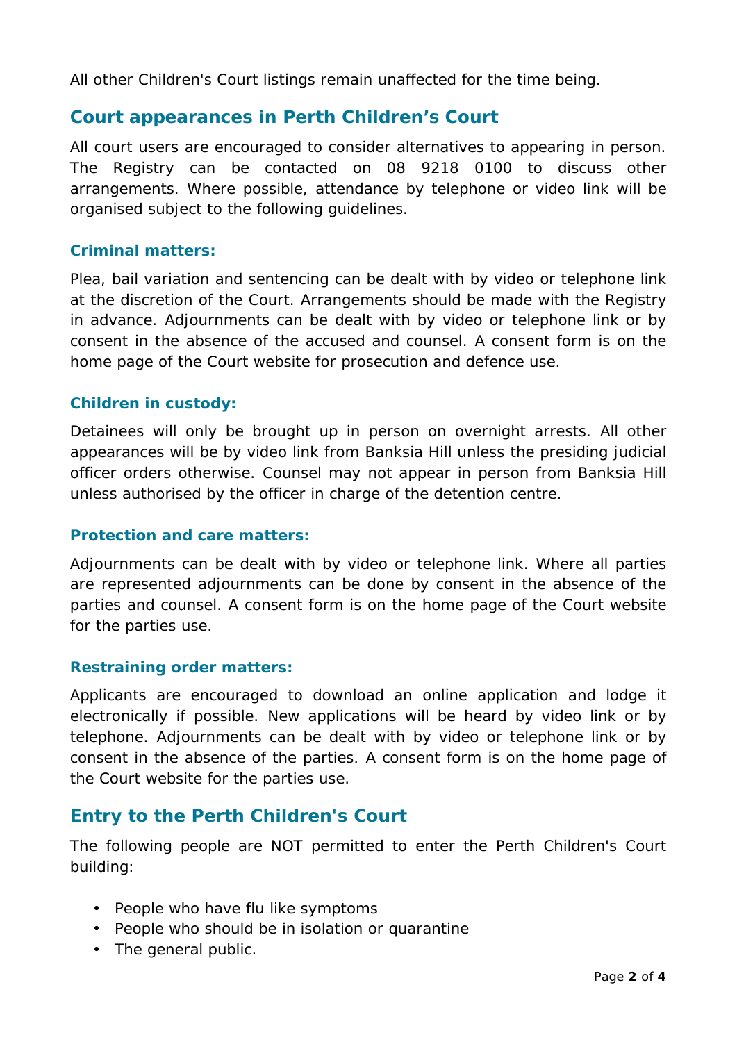All other Children's Court listings remain unaffected for the time being.

## Court appearances in Perth Children's Court

All court users are encouraged to consider alternatives to appearing in person. The Registry can be contacted on 08 9218 0100 to discuss other arrangements. Where possible, attendance by telephone or video link will be organised subject to the following guidelines.

### Criminal matters:

Plea, bail variation and sentencing can be dealt with by video or telephone link at the discretion of the Court. Arrangements should be made with the Registry in advance. Adjournments can be dealt with by video or telephone link or by consent in the absence of the accused and counsel. A consent form is on the home page of the Court website for prosecution and defence use.

### Children in custody:

Detainees will only be brought up in person on overnight arrests. All other appearances will be by video link from Banksia Hill unless the presiding judicial officer orders otherwise. Counsel may not appear in person from Banksia Hill unless authorised by the officer in charge of the detention centre.

### Protection and care matters:

Adjournments can be dealt with by video or telephone link. Where all parties are represented adjournments can be done by consent in the absence of the parties and counsel. A consent form is on the home page of the Court website for the parties use.

### Restraining order matters:

Applicants are encouraged to download an online application and lodge it electronically if possible. New applications will be heard by video link or by telephone. Adjournments can be dealt with by video or telephone link or by consent in the absence of the parties. A consent form is on the home page of the Court website for the parties use.

## Entry to the Perth Children's Court

The following people are NOT permitted to enter the Perth Children's Court building:

- People who have flu like symptoms
- People who should be in isolation or quarantine
- The general public.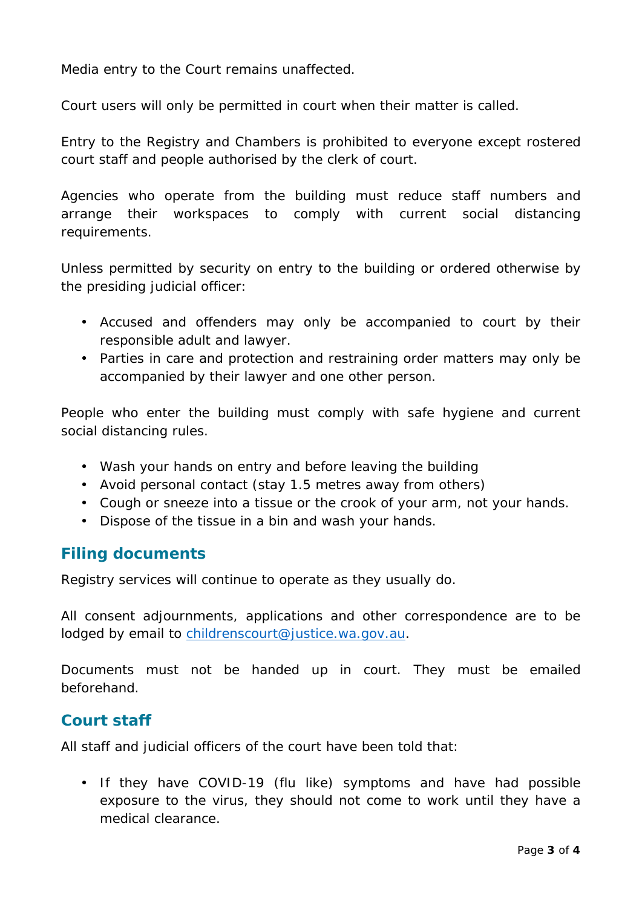Media entry to the Court remains unaffected.

Court users will only be permitted in court when their matter is called.

Entry to the Registry and Chambers is prohibited to everyone except rostered court staff and people authorised by the clerk of court.

Agencies who operate from the building must reduce staff numbers and arrange their workspaces to comply with current social distancing requirements.

Unless permitted by security on entry to the building or ordered otherwise by the presiding judicial officer:

- Accused and offenders may only be accompanied to court by their responsible adult and lawyer.
- Parties in care and protection and restraining order matters may only be accompanied by their lawyer and one other person.

People who enter the building must comply with safe hygiene and current social distancing rules.

- Wash your hands on entry and before leaving the building
- Avoid personal contact (stay 1.5 metres away from others)
- Cough or sneeze into a tissue or the crook of your arm, not your hands.
- Dispose of the tissue in a bin and wash your hands.

## Filing documents

Registry services will continue to operate as they usually do.

All consent adjournments, applications and other correspondence are to be lodged by email to childrenscourt@justice.wa.gov.au.

Documents must not be handed up in court. They must be emailed beforehand.

## Court staff

All staff and judicial officers of the court have been told that:

- If they have COVID-19 (flu like) symptoms and have had possible exposure to the virus, they should not come to work until they have a medical clearance.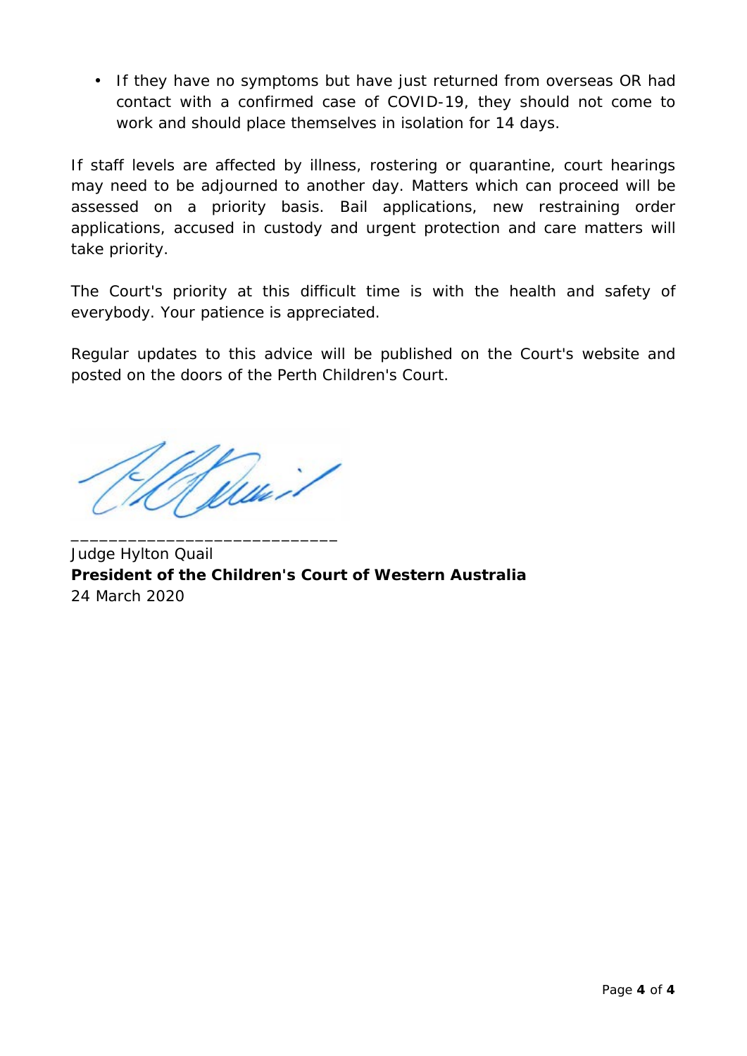- If they have no symptoms but have just returned from overseas OR had contact with a confirmed case of COVID-19, they should not come to work and should place themselves in isolation for 14 days.

If staff levels are affected by illness, rostering or quarantine, court hearings may need to be adjourned to another day. Matters which can proceed will be assessed on a priority basis. Bail applications, new restraining order applications, accused in custody and urgent protection and care matters will take priority.

The Court's priority at this difficult time is with the health and safety of everybody. Your patience is appreciated.

Regular updates to this advice will be published on the Court's website and posted on the doors of the Perth Children's Court.

___________________________

Judge Hylton Quail
**President of the Children's Court of Western Australia**
24 March 2020